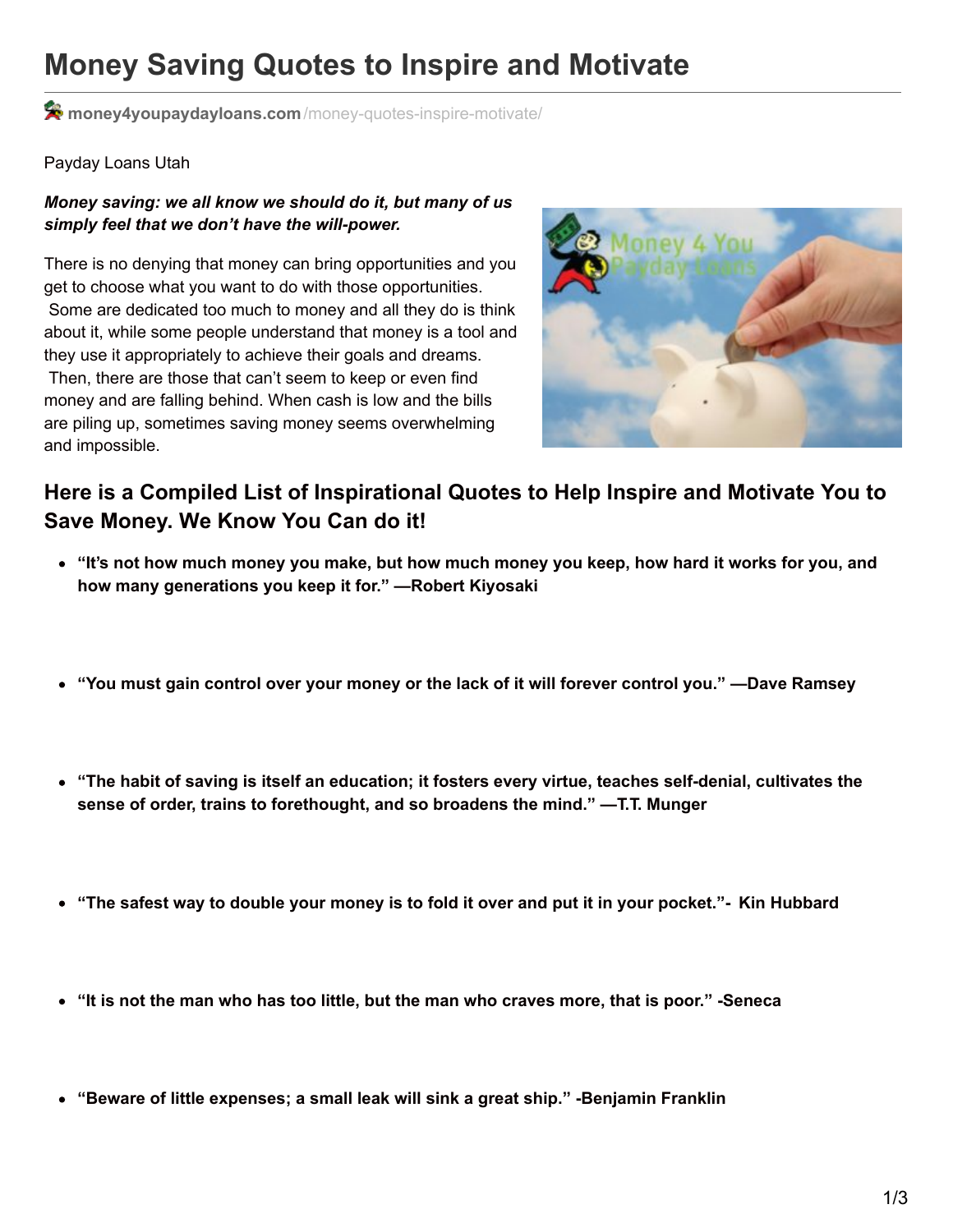# Money Saving Quotes to Inspire and Motivate

money4youpaydayloans.com/money-quotes-inspire-motivate/

Payday Loans Utah

***Money saving: we all know we should do it, but many of us simply feel that we don't have the will-power.***

There is no denying that money can bring opportunities and you get to choose what you want to do with those opportunities. Some are dedicated too much to money and all they do is think about it, while some people understand that money is a tool and they use it appropriately to achieve their goals and dreams. Then, there are those that can't seem to keep or even find money and are falling behind. When cash is low and the bills are piling up, sometimes saving money seems overwhelming and impossible.

## Here is a Compiled List of Inspirational Quotes to Help Inspire and Motivate You to Save Money. We Know You Can do it!

- **"It's not how much money you make, but how much money you keep, how hard it works for you, and how many generations you keep it for." —Robert Kiyosaki**

- **"You must gain control over your money or the lack of it will forever control you." —Dave Ramsey**

- **"The habit of saving is itself an education; it fosters every virtue, teaches self-denial, cultivates the sense of order, trains to forethought, and so broadens the mind." —T.T. Munger**

- **"The safest way to double your money is to fold it over and put it in your pocket."- Kin Hubbard**

- **"It is not the man who has too little, but the man who craves more, that is poor." -Seneca**

- **"Beware of little expenses; a small leak will sink a great ship." -Benjamin Franklin**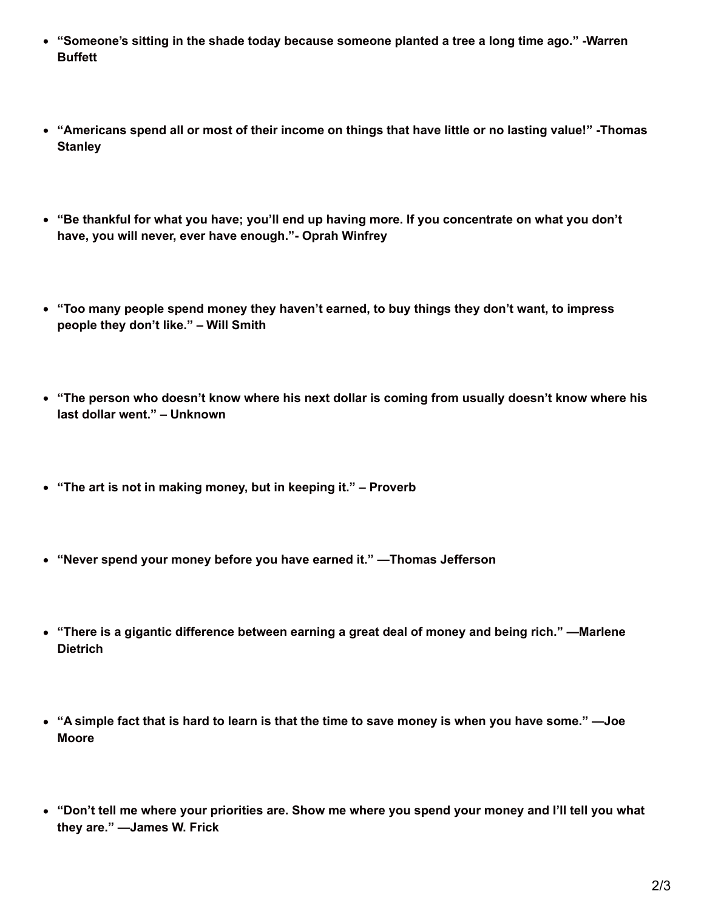- **“Someone’s sitting in the shade today because someone planted a tree a long time ago.” -Warren Buffett**

- **“Americans spend all or most of their income on things that have little or no lasting value!” -Thomas Stanley**

- **“Be thankful for what you have; you’ll end up having more. If you concentrate on what you don’t have, you will never, ever have enough.”- Oprah Winfrey**

- **“Too many people spend money they haven’t earned, to buy things they don’t want, to impress people they don’t like.” – Will Smith**

- **“The person who doesn’t know where his next dollar is coming from usually doesn’t know where his last dollar went.” – Unknown**

- **“The art is not in making money, but in keeping it.” – Proverb**

- **“Never spend your money before you have earned it.” —Thomas Jefferson**

- **“There is a gigantic difference between earning a great deal of money and being rich.” —Marlene Dietrich**

- **“A simple fact that is hard to learn is that the time to save money is when you have some.” —Joe Moore**

- **“Don’t tell me where your priorities are. Show me where you spend your money and I’ll tell you what they are.” —James W. Frick**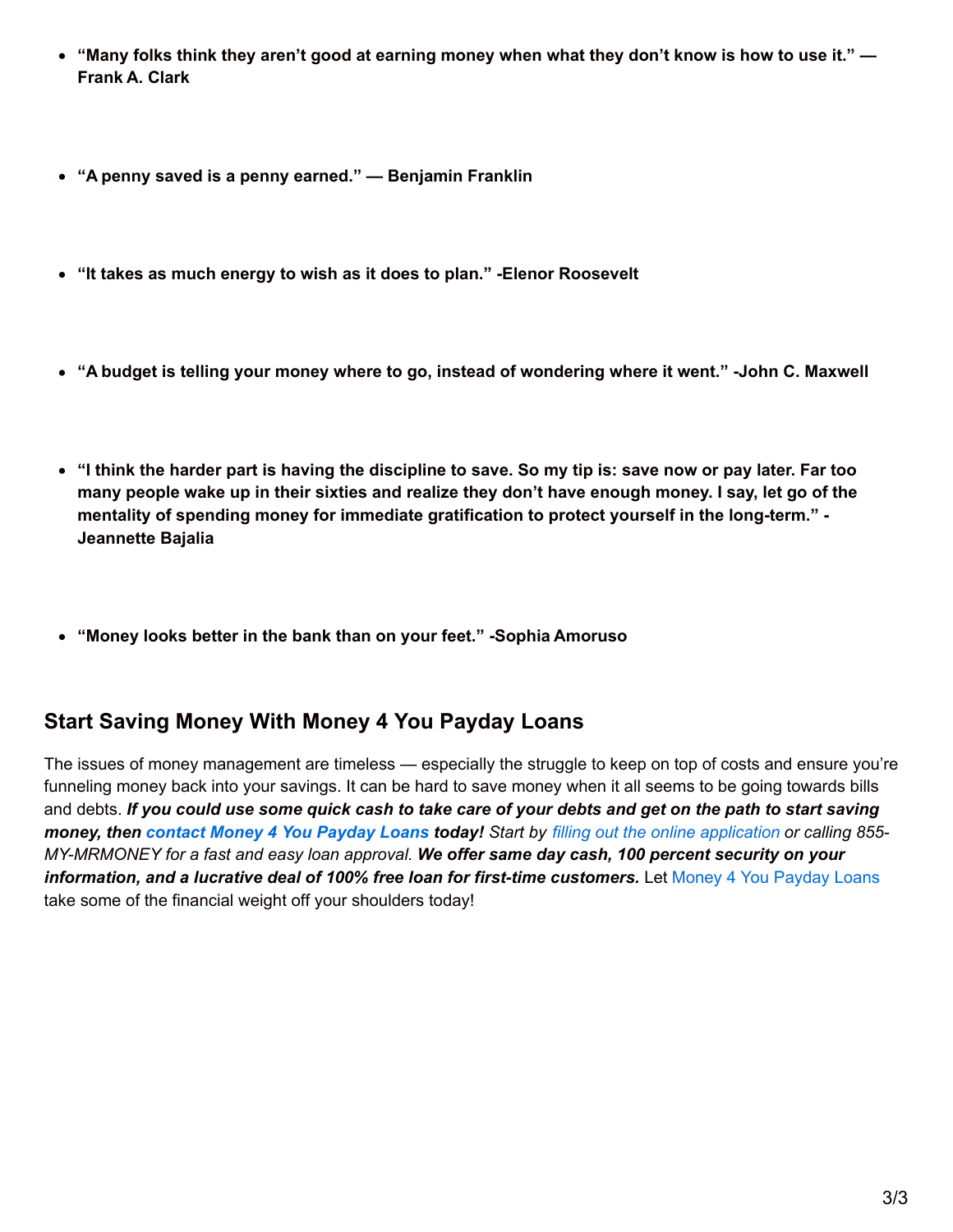- **“Many folks think they aren’t good at earning money when what they don’t know is how to use it.” — Frank A. Clark**

- **“A penny saved is a penny earned.” — Benjamin Franklin**

- **“It takes as much energy to wish as it does to plan.” -Elenor Roosevelt**

- **“A budget is telling your money where to go, instead of wondering where it went.” -John C. Maxwell**

- **“I think the harder part is having the discipline to save. So my tip is: save now or pay later. Far too many people wake up in their sixties and realize they don’t have enough money. I say, let go of the mentality of spending money for immediate gratification to protect yourself in the long-term.” -Jeannette Bajalia**

- **“Money looks better in the bank than on your feet.” -Sophia Amoruso**

## Start Saving Money With Money 4 You Payday Loans

The issues of money management are timeless — especially the struggle to keep on top of costs and ensure you’re funneling money back into your savings. It can be hard to save money when it all seems to be going towards bills and debts. ***If you could use some quick cash to take care of your debts and get on the path to start saving money, then contact Money 4 You Payday Loans today!*** *Start by filling out the online application or calling 855-MY-MRMONEY for a fast and easy loan approval.* ***We offer same day cash, 100 percent security on your information, and a lucrative deal of 100% free loan for first-time customers.*** Let Money 4 You Payday Loans take some of the financial weight off your shoulders today!